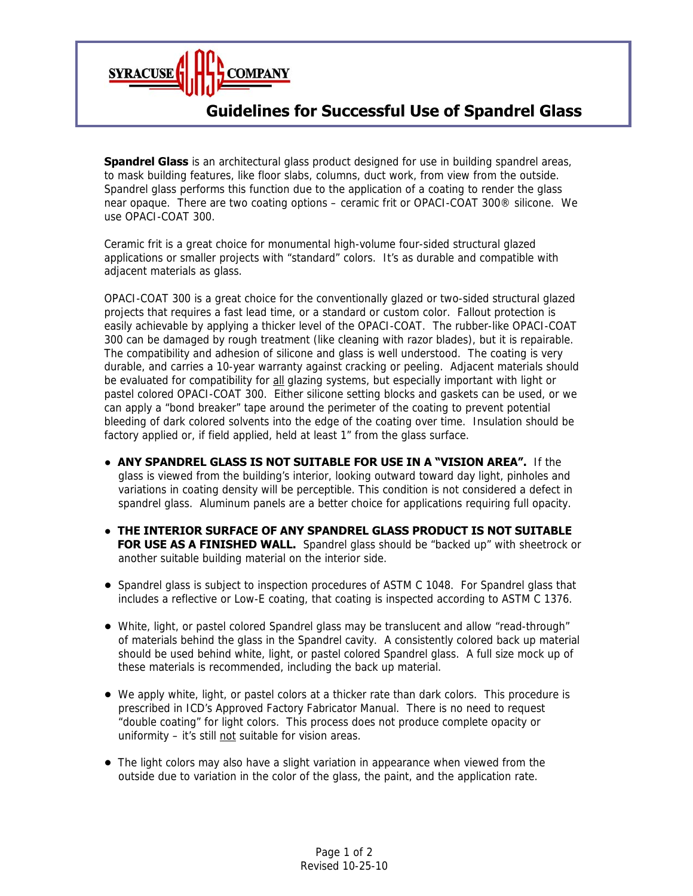SYRACUSE GLASS COMPANY

# Guidelines for Successful Use of Spandrel Glass

**Spandrel Glass** is an architectural glass product designed for use in building spandrel areas, to mask building features, like floor slabs, columns, duct work, from view from the outside. Spandrel glass performs this function due to the application of a coating to render the glass near opaque. There are two coating options – ceramic frit or OPACI-COAT 300® silicone. We use OPACI-COAT 300.

Ceramic frit is a great choice for monumental high-volume four-sided structural glazed applications or smaller projects with "standard" colors. It's as durable and compatible with adjacent materials as glass.

OPACI-COAT 300 is a great choice for the conventionally glazed or two-sided structural glazed projects that requires a fast lead time, or a standard or custom color. Fallout protection is easily achievable by applying a thicker level of the OPACI-COAT. The rubber-like OPACI-COAT 300 can be damaged by rough treatment (like cleaning with razor blades), but it is repairable. The compatibility and adhesion of silicone and glass is well understood. The coating is very durable, and carries a 10-year warranty against cracking or peeling. Adjacent materials should be evaluated for compatibility for <u>all</u> glazing systems, but especially important with light or pastel colored OPACI-COAT 300. Either silicone setting blocks and gaskets can be used, or we can apply a "bond breaker" tape around the perimeter of the coating to prevent potential bleeding of dark colored solvents into the edge of the coating over time. Insulation should be factory applied or, if field applied, held at least 1" from the glass surface.

- **ANY SPANDREL GLASS IS NOT SUITABLE FOR USE IN A "VISION AREA".** If the glass is viewed from the building's interior, looking outward toward day light, pinholes and variations in coating density will be perceptible. This condition is not considered a defect in spandrel glass. Aluminum panels are a better choice for applications requiring full opacity.

- **THE INTERIOR SURFACE OF ANY SPANDREL GLASS PRODUCT IS NOT SUITABLE FOR USE AS A FINISHED WALL.** Spandrel glass should be "backed up" with sheetrock or another suitable building material on the interior side.

- Spandrel glass is subject to inspection procedures of ASTM C 1048. For Spandrel glass that includes a reflective or Low-E coating, that coating is inspected according to ASTM C 1376.

- White, light, or pastel colored Spandrel glass may be translucent and allow "read-through" of materials behind the glass in the Spandrel cavity. A consistently colored back up material should be used behind white, light, or pastel colored Spandrel glass. A full size mock up of these materials is recommended, including the back up material.

- We apply white, light, or pastel colors at a thicker rate than dark colors. This procedure is prescribed in ICD's Approved Factory Fabricator Manual. There is no need to request "double coating" for light colors. This process does not produce complete opacity or uniformity – it's still <u>not</u> suitable for vision areas.

- The light colors may also have a slight variation in appearance when viewed from the outside due to variation in the color of the glass, the paint, and the application rate.

Revised 10-25-10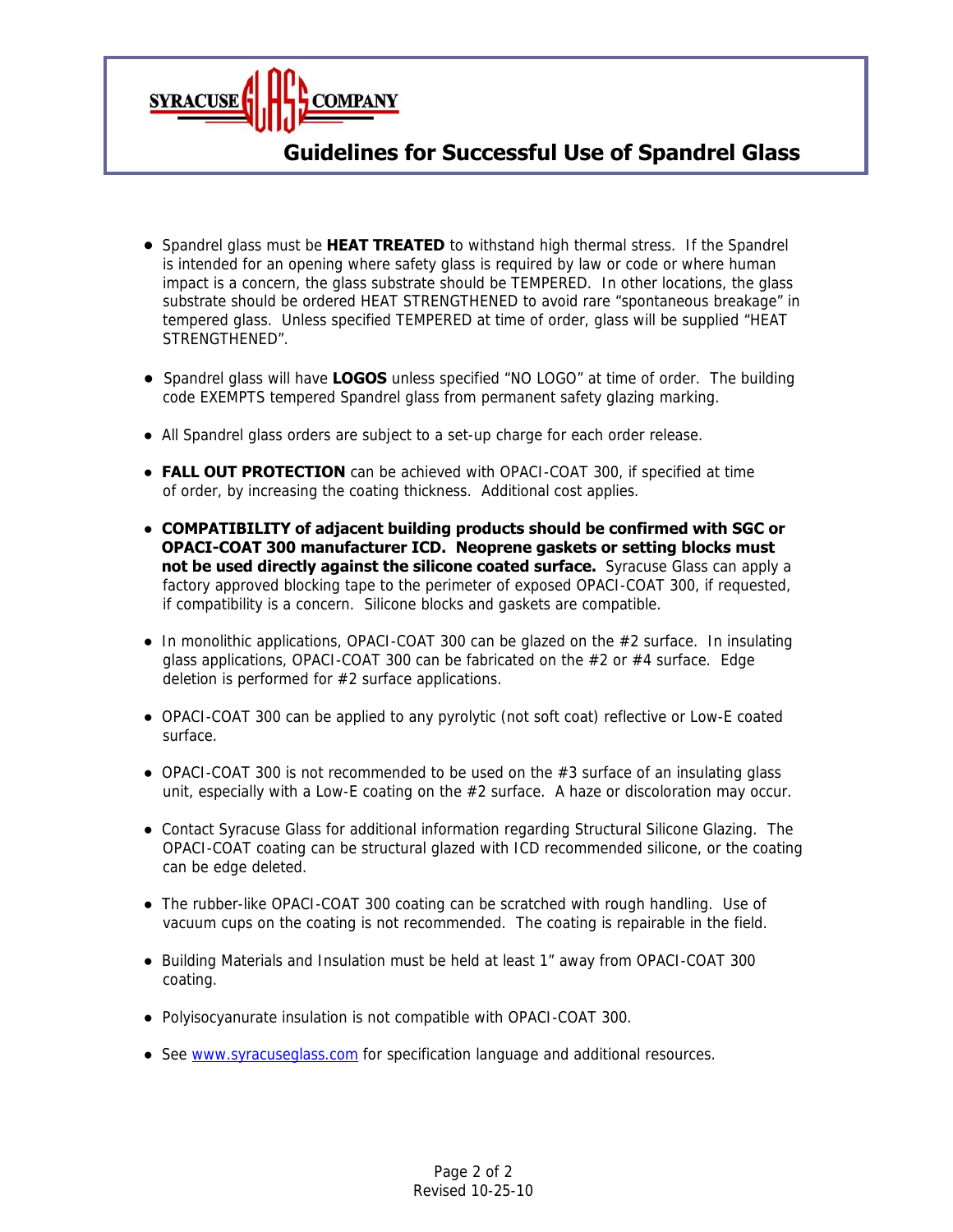SYRACUSE GLASS COMPANY

## Guidelines for Successful Use of Spandrel Glass

- Spandrel glass must be **HEAT TREATED** to withstand high thermal stress. If the Spandrel is intended for an opening where safety glass is required by law or code or where human impact is a concern, the glass substrate should be TEMPERED. In other locations, the glass substrate should be ordered HEAT STRENGTHENED to avoid rare "spontaneous breakage" in tempered glass. Unless specified TEMPERED at time of order, glass will be supplied "HEAT STRENGTHENED".

- Spandrel glass will have **LOGOS** unless specified "NO LOGO" at time of order. The building code EXEMPTS tempered Spandrel glass from permanent safety glazing marking.

- All Spandrel glass orders are subject to a set-up charge for each order release.

- **FALL OUT PROTECTION** can be achieved with OPACI-COAT 300, if specified at time of order, by increasing the coating thickness. Additional cost applies.

- **COMPATIBILITY of adjacent building products should be confirmed with SGC or OPACI-COAT 300 manufacturer ICD. Neoprene gaskets or setting blocks must not be used directly against the silicone coated surface.** Syracuse Glass can apply a factory approved blocking tape to the perimeter of exposed OPACI-COAT 300, if requested, if compatibility is a concern. Silicone blocks and gaskets are compatible.

- In monolithic applications, OPACI-COAT 300 can be glazed on the #2 surface. In insulating glass applications, OPACI-COAT 300 can be fabricated on the #2 or #4 surface. Edge deletion is performed for #2 surface applications.

- OPACI-COAT 300 can be applied to any pyrolytic (not soft coat) reflective or Low-E coated surface.

- OPACI-COAT 300 is not recommended to be used on the #3 surface of an insulating glass unit, especially with a Low-E coating on the #2 surface. A haze or discoloration may occur.

- Contact Syracuse Glass for additional information regarding Structural Silicone Glazing. The OPACI-COAT coating can be structural glazed with ICD recommended silicone, or the coating can be edge deleted.

- The rubber-like OPACI-COAT 300 coating can be scratched with rough handling. Use of vacuum cups on the coating is not recommended. The coating is repairable in the field.

- Building Materials and Insulation must be held at least 1" away from OPACI-COAT 300 coating.

- Polyisocyanurate insulation is not compatible with OPACI-COAT 300.

- See [www.syracuseglass.com](http://www.syracuseglass.com) for specification language and additional resources.

Revised 10-25-10